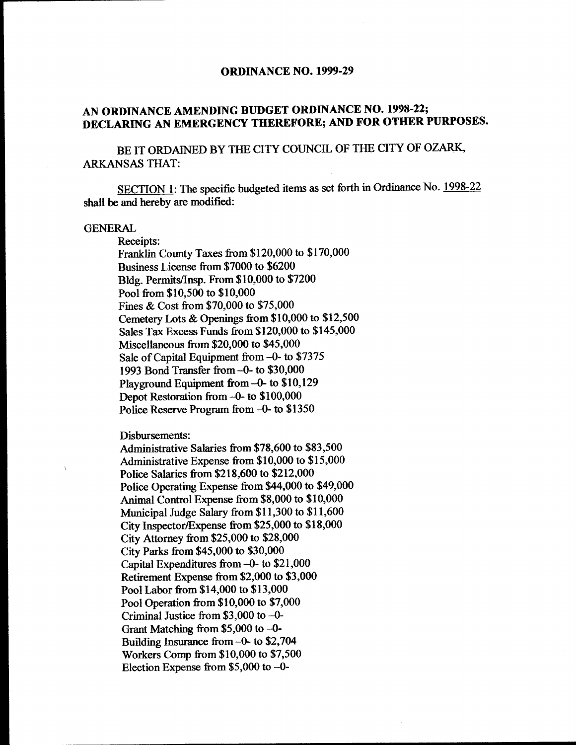# ORDINANCE NO. 1999-29

## AN ORDINANCE AMENDING BUDGET ORDINANCE NO. 1998-22; DECLARING AN EMERGENCY THEREFORE; AND FOR OTHER PURPOSES.

BE IT ORDAINED BY THE CITY COUNCIL OF THE CITY OF OZARK, ARKANSAS THAT:

SECTION 1: The specific budgeted items as set forth in Ordinance No. 1998-22 shall be and hereby are modified:

GENERAL

Receipts:
Franklin County Taxes from $120,000 to $170,000
Business License from $7000 to $6200
Bldg. Permits/Insp. From $10,000 to $7200
Pool from $10,500 to $10,000
Fines & Cost from $70,000 to $75,000
Cemetery Lots & Openings from $10,000 to $12,500
Sales Tax Excess Funds from $120,000 to $145,000
Miscellaneous from $20,000 to $45,000
Sale of Capital Equipment from –0- to $7375
1993 Bond Transfer from –0- to $30,000
Playground Equipment from –0- to $10,129
Depot Restoration from –0- to $100,000
Police Reserve Program from –0- to $1350

Disbursements:
Administrative Salaries from $78,600 to $83,500
Administrative Expense from $10,000 to $15,000
Police Salaries from $218,600 to $212,000
Police Operating Expense from $44,000 to $49,000
Animal Control Expense from $8,000 to $10,000
Municipal Judge Salary from $11,300 to $11,600
City Inspector/Expense from $25,000 to $18,000
City Attorney from $25,000 to $28,000
City Parks from $45,000 to $30,000
Capital Expenditures from –0- to $21,000
Retirement Expense from $2,000 to $3,000
Pool Labor from $14,000 to $13,000
Pool Operation from $10,000 to $7,000
Criminal Justice from $3,000 to –0-
Grant Matching from $5,000 to –0-
Building Insurance from –0- to $2,704
Workers Comp from $10,000 to $7,500
Election Expense from $5,000 to –0-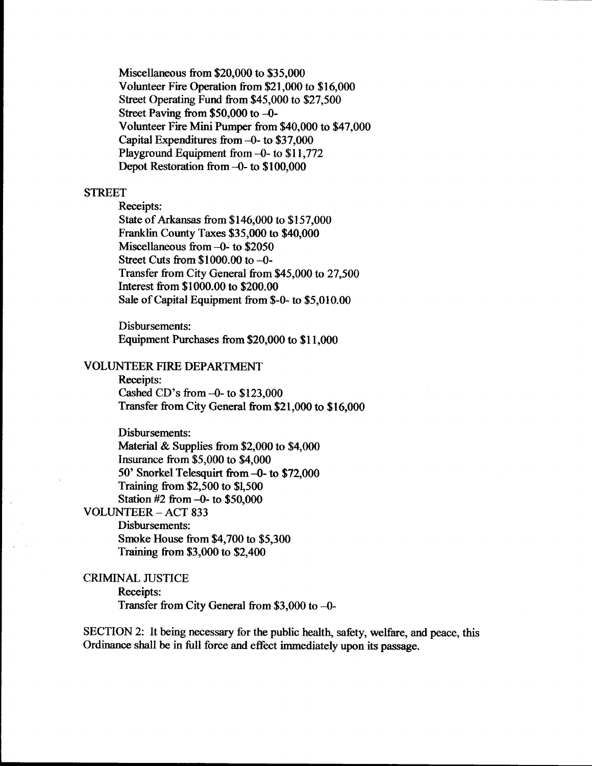Miscellaneous from $20,000 to $35,000
Volunteer Fire Operation from $21,000 to $16,000
Street Operating Fund from $45,000 to $27,500
Street Paving from $50,000 to -0-
Volunteer Fire Mini Pumper from $40,000 to $47,000
Capital Expenditures from -0- to $37,000
Playground Equipment from -0- to $11,772
Depot Restoration from -0- to $100,000

STREET

Receipts:
State of Arkansas from $146,000 to $157,000
Franklin County Taxes $35,000 to $40,000
Miscellaneous from -0- to $2050
Street Cuts from $1000.00 to -0-
Transfer from City General from $45,000 to 27,500
Interest from $1000.00 to $200.00
Sale of Capital Equipment from $-0- to $5,010.00

Disbursements:
Equipment Purchases from $20,000 to $11,000

VOLUNTEER FIRE DEPARTMENT

Receipts:
Cashed CD's from -0- to $123,000
Transfer from City General from $21,000 to $16,000

Disbursements:
Material & Supplies from $2,000 to $4,000
Insurance from $5,000 to $4,000
50' Snorkel Telesquirt from -0- to $72,000
Training from $2,500 to $1,500
Station #2 from -0- to $50,000

VOLUNTEER – ACT 833

Disbursements:
Smoke House from $4,700 to $5,300
Training from $3,000 to $2,400

CRIMINAL JUSTICE

Receipts:
Transfer from City General from $3,000 to -0-

SECTION 2: It being necessary for the public health, safety, welfare, and peace, this Ordinance shall be in full force and effect immediately upon its passage.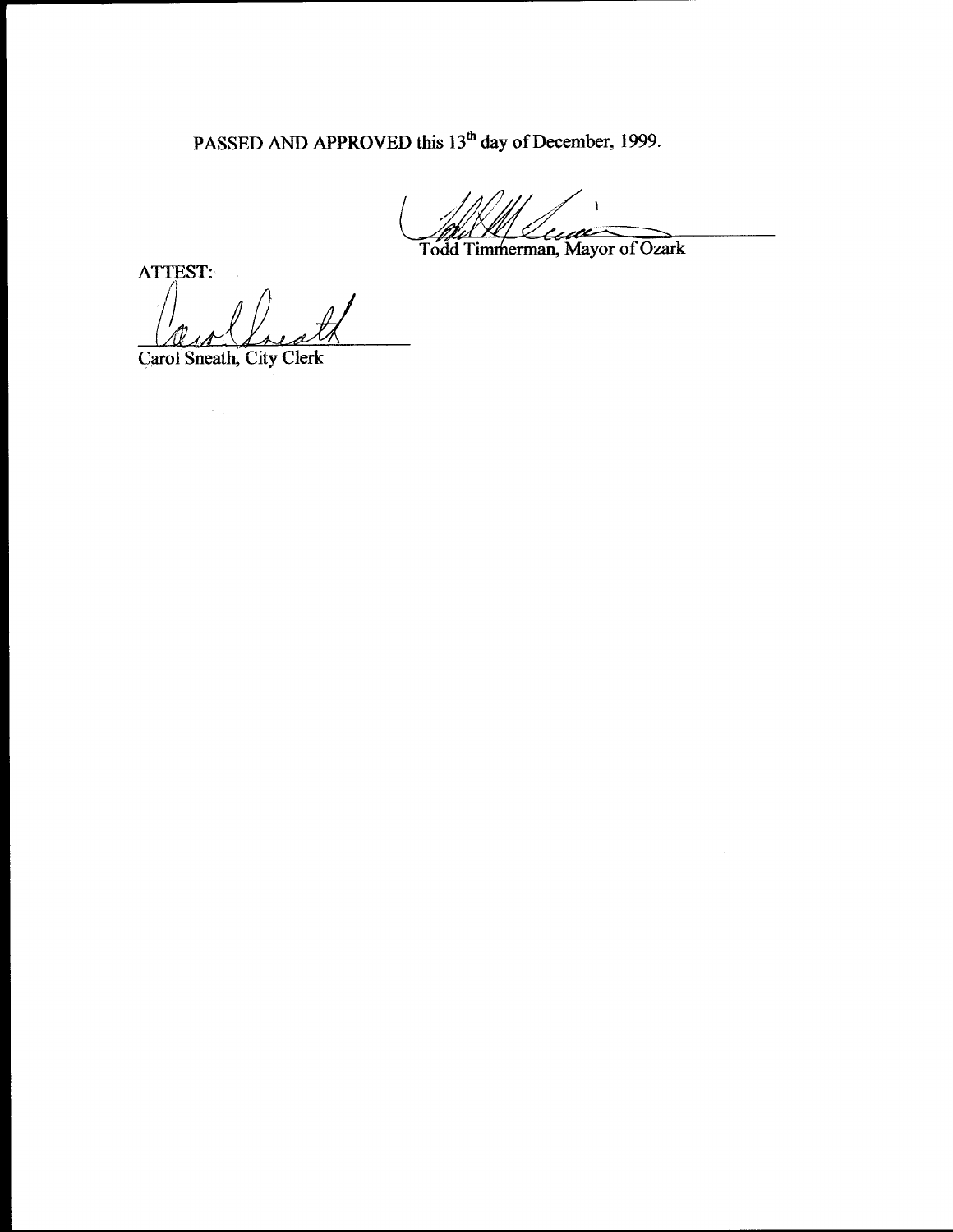PASSED AND APPROVED this 13th day of December, 1999.

\_\_\_\_\_\_\_\_\_\_\_\_\_\_\_\_\_\_\_\_\_\_\_\_\_\_\_\_\_\_
Todd Timmerman, Mayor of Ozark

ATTEST:

\_\_\_\_\_\_\_\_\_\_\_\_\_\_\_\_\_\_\_\_\_\_\_\_\_\_\_\_\_\_
Carol Sneath, City Clerk